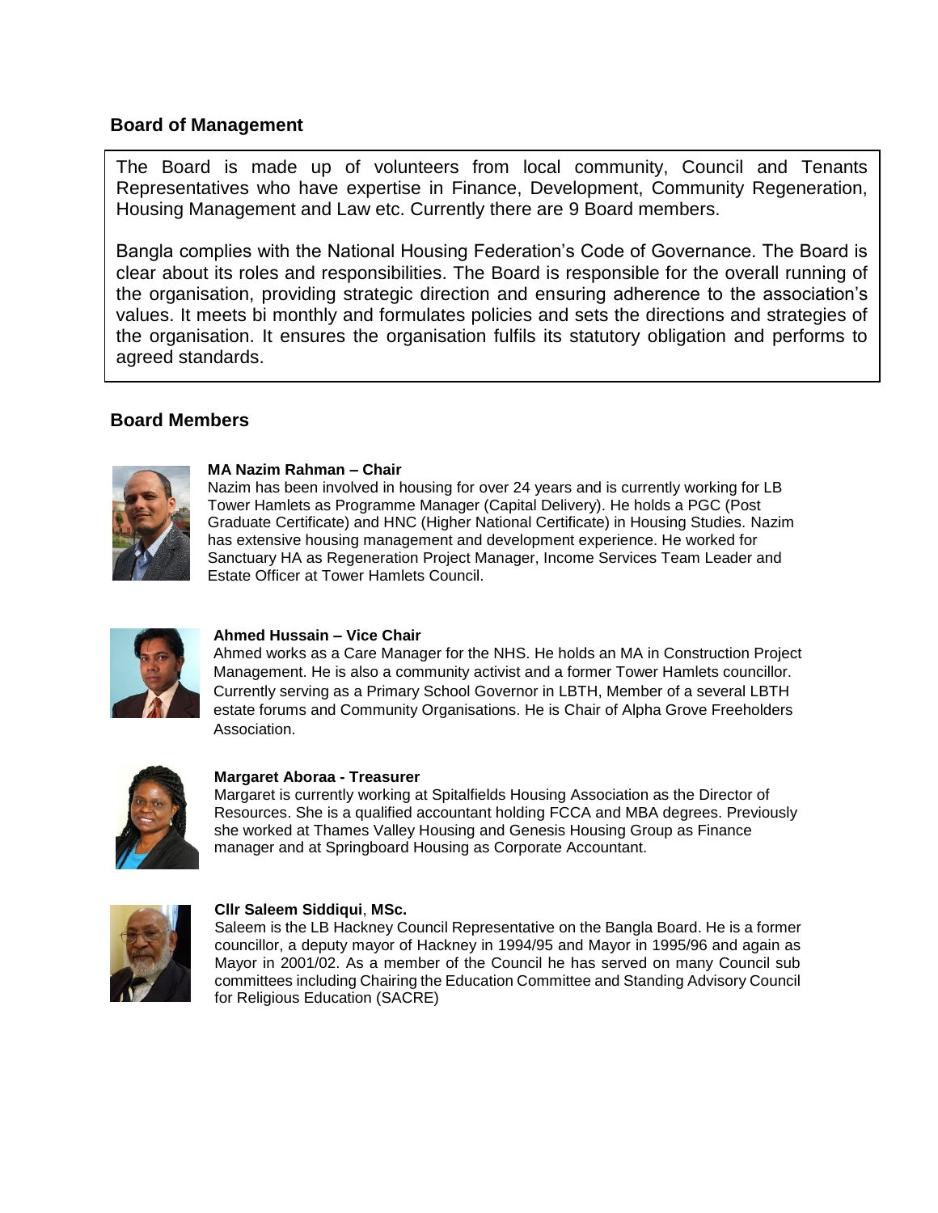## Board of Management

The Board is made up of volunteers from local community, Council and Tenants Representatives who have expertise in Finance, Development, Community Regeneration, Housing Management and Law etc. Currently there are 9 Board members.

Bangla complies with the National Housing Federation's Code of Governance. The Board is clear about its roles and responsibilities. The Board is responsible for the overall running of the organisation, providing strategic direction and ensuring adherence to the association's values. It meets bi monthly and formulates policies and sets the directions and strategies of the organisation. It ensures the organisation fulfils its statutory obligation and performs to agreed standards.

## Board Members

**MA Nazim Rahman – Chair**
Nazim has been involved in housing for over 24 years and is currently working for LB Tower Hamlets as Programme Manager (Capital Delivery). He holds a PGC (Post Graduate Certificate) and HNC (Higher National Certificate) in Housing Studies. Nazim has extensive housing management and development experience. He worked for Sanctuary HA as Regeneration Project Manager, Income Services Team Leader and Estate Officer at Tower Hamlets Council.

**Ahmed Hussain – Vice Chair**
Ahmed works as a Care Manager for the NHS. He holds an MA in Construction Project Management. He is also a community activist and a former Tower Hamlets councillor. Currently serving as a Primary School Governor in LBTH, Member of a several LBTH estate forums and Community Organisations. He is Chair of Alpha Grove Freeholders Association.

**Margaret Aboraa - Treasurer**
Margaret is currently working at Spitalfields Housing Association as the Director of Resources. She is a qualified accountant holding FCCA and MBA degrees. Previously she worked at Thames Valley Housing and Genesis Housing Group as Finance manager and at Springboard Housing as Corporate Accountant.

**Cllr Saleem Siddiqui, MSc.**
Saleem is the LB Hackney Council Representative on the Bangla Board. He is a former councillor, a deputy mayor of Hackney in 1994/95 and Mayor in 1995/96 and again as Mayor in 2001/02. As a member of the Council he has served on many Council sub committees including Chairing the Education Committee and Standing Advisory Council for Religious Education (SACRE)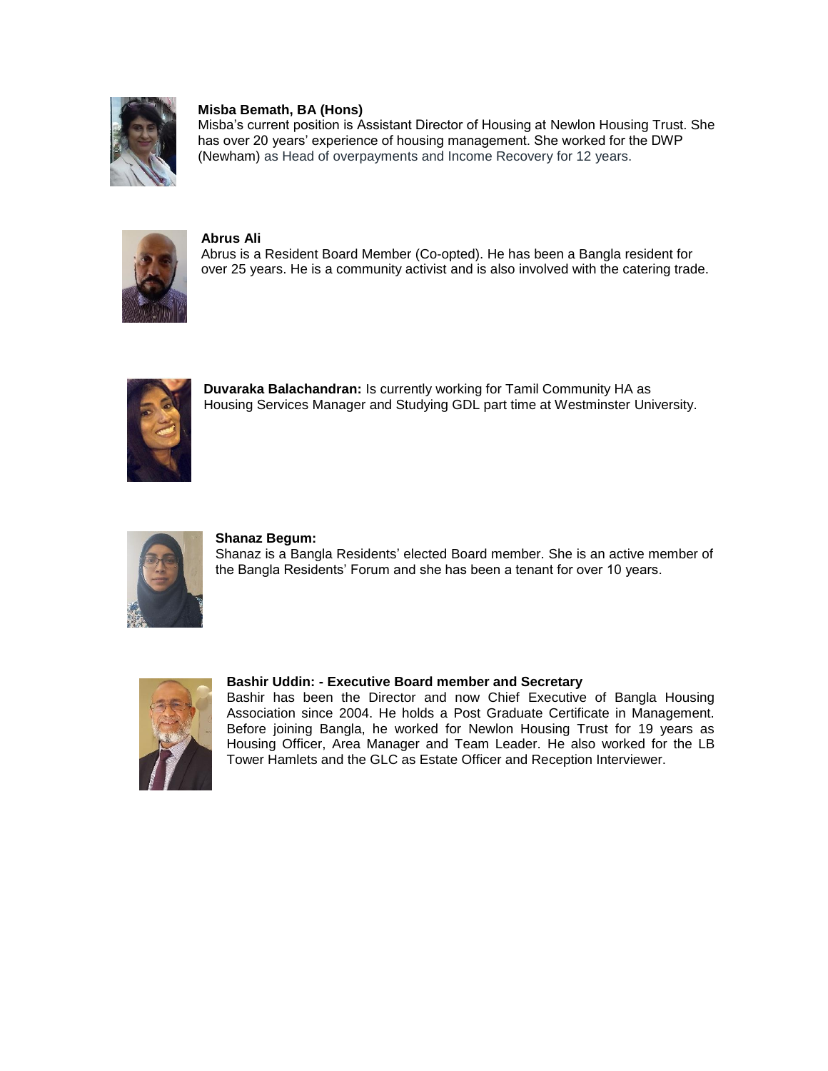**Misba Bemath, BA (Hons)**

Misba's current position is Assistant Director of Housing at Newlon Housing Trust. She has over 20 years' experience of housing management. She worked for the DWP (Newham) as Head of overpayments and Income Recovery for 12 years.

**Abrus Ali**

Abrus is a Resident Board Member (Co-opted). He has been a Bangla resident for over 25 years. He is a community activist and is also involved with the catering trade.

**Duvaraka Balachandran:** Is currently working for Tamil Community HA as Housing Services Manager and Studying GDL part time at Westminster University.

**Shanaz Begum:**

Shanaz is a Bangla Residents' elected Board member. She is an active member of the Bangla Residents' Forum and she has been a tenant for over 10 years.

**Bashir Uddin: - Executive Board member and Secretary**

Bashir has been the Director and now Chief Executive of Bangla Housing Association since 2004. He holds a Post Graduate Certificate in Management. Before joining Bangla, he worked for Newlon Housing Trust for 19 years as Housing Officer, Area Manager and Team Leader. He also worked for the LB Tower Hamlets and the GLC as Estate Officer and Reception Interviewer.